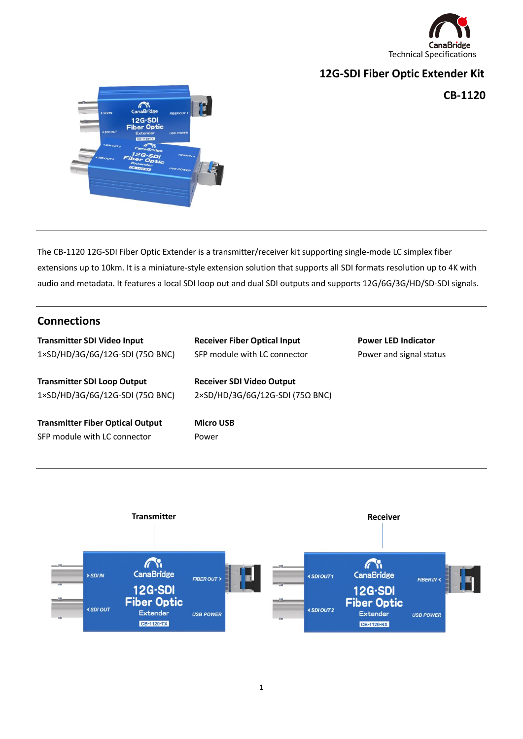CanaBridge
Technical Specifications

# 12G-SDI Fiber Optic Extender Kit

## CB-1120

The CB-1120 12G-SDI Fiber Optic Extender is a transmitter/receiver kit supporting single-mode LC simplex fiber extensions up to 10km. It is a miniature-style extension solution that supports all SDI formats resolution up to 4K with audio and metadata. It features a local SDI loop out and dual SDI outputs and supports 12G/6G/3G/HD/SD-SDI signals.

## Connections

**Transmitter SDI Video Input**
1×SD/HD/3G/6G/12G-SDI (75Ω BNC)

**Transmitter SDI Loop Output**
1×SD/HD/3G/6G/12G-SDI (75Ω BNC)

**Transmitter Fiber Optical Output**
SFP module with LC connector

**Receiver Fiber Optical Input**
SFP module with LC connector

**Receiver SDI Video Output**
2×SD/HD/3G/6G/12G-SDI (75Ω BNC)

**Micro USB**
Power

**Power LED Indicator**
Power and signal status

**Transmitter**

**Receiver**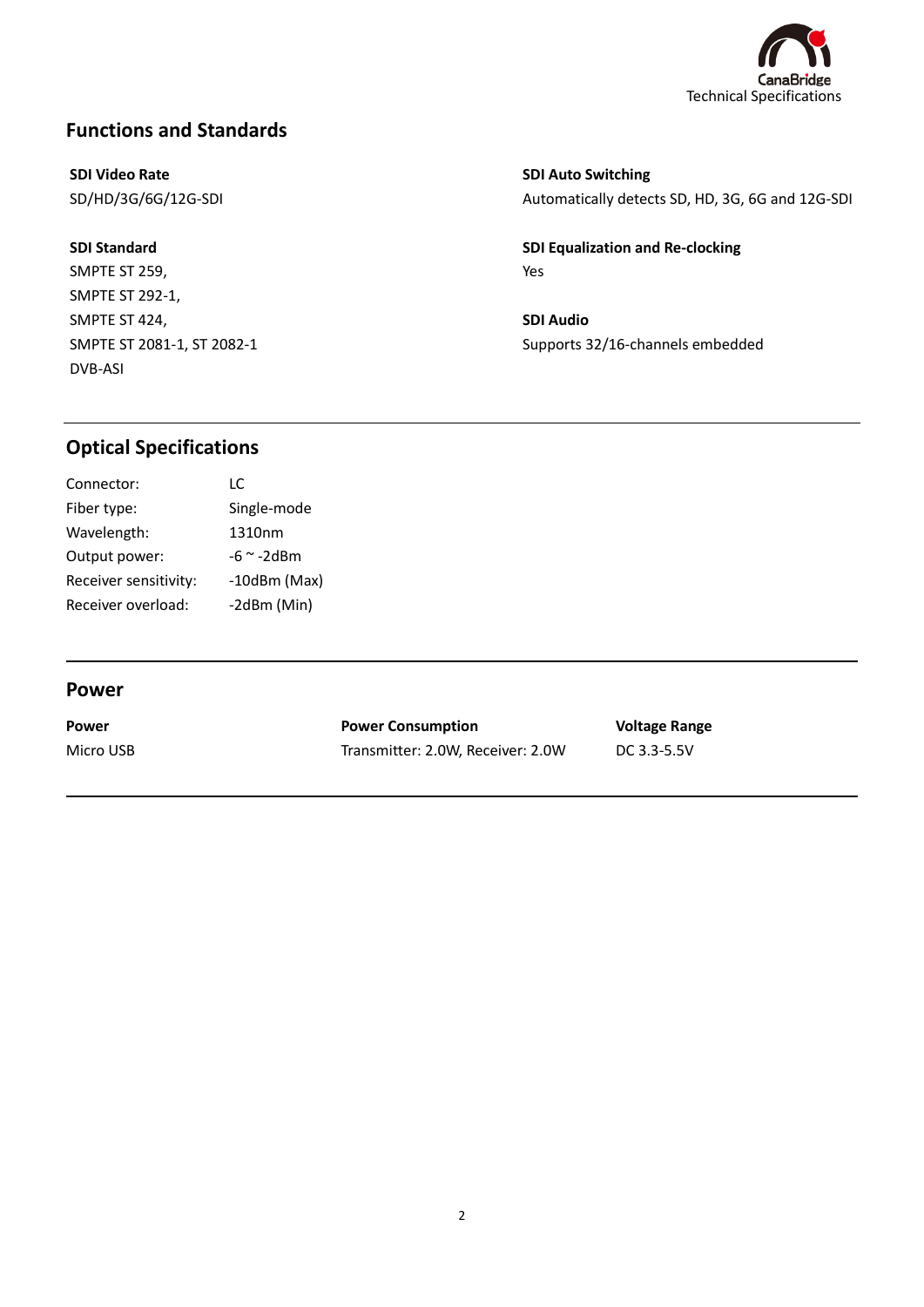## Functions and Standards

**SDI Video Rate**
SD/HD/3G/6G/12G-SDI

**SDI Standard**
SMPTE ST 259,
SMPTE ST 292-1,
SMPTE ST 424,
SMPTE ST 2081-1, ST 2082-1
DVB-ASI

**SDI Auto Switching**
Automatically detects SD, HD, 3G, 6G and 12G-SDI

**SDI Equalization and Re-clocking**
Yes

**SDI Audio**
Supports 32/16-channels embedded

## Optical Specifications

| | |
|---|---|
| Connector: | LC |
| Fiber type: | Single-mode |
| Wavelength: | 1310nm |
| Output power: | -6 ~ -2dBm |
| Receiver sensitivity: | -10dBm (Max) |
| Receiver overload: | -2dBm (Min) |

## Power

| Power | Power Consumption | Voltage Range |
|---|---|---|
| Micro USB | Transmitter: 2.0W, Receiver: 2.0W | DC 3.3-5.5V |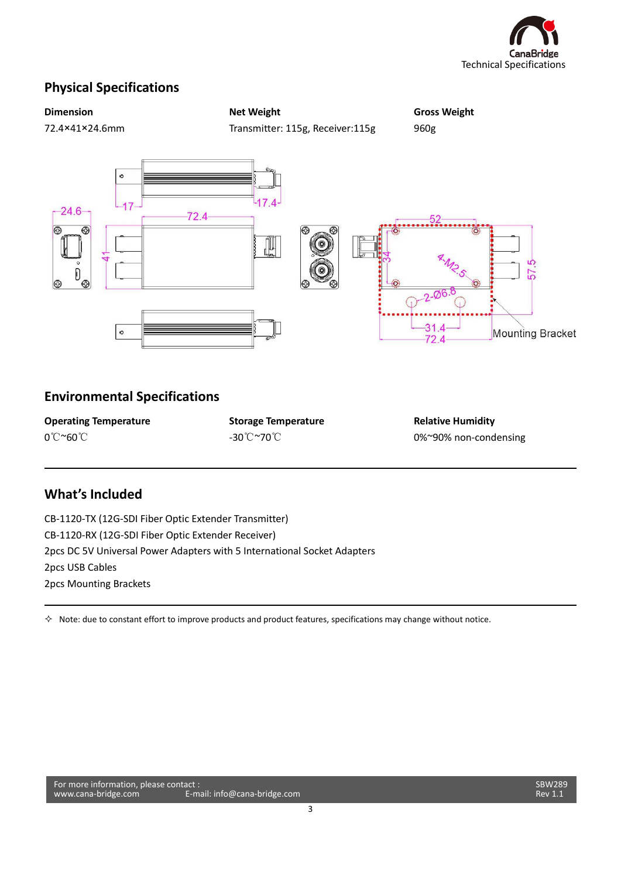## Physical Specifications

| Dimension | Net Weight | Gross Weight |
|---|---|---|
| 72.4×41×24.6mm | Transmitter: 115g, Receiver:115g | 960g |

24.6
17
17.4
72.4
41
52
34
4-M2.5
57.5
2-Ø6.8
31.4
72.4
Mounting Bracket

## Environmental Specifications

| Operating Temperature | Storage Temperature | Relative Humidity |
|---|---|---|
| 0℃~60℃ | -30℃~70℃ | 0%~90% non-condensing |

## What's Included

CB-1120-TX (12G-SDI Fiber Optic Extender Transmitter)
CB-1120-RX (12G-SDI Fiber Optic Extender Receiver)
2pcs DC 5V Universal Power Adapters with 5 International Socket Adapters
2pcs USB Cables
2pcs Mounting Brackets

✧ Note: due to constant effort to improve products and product features, specifications may change without notice.